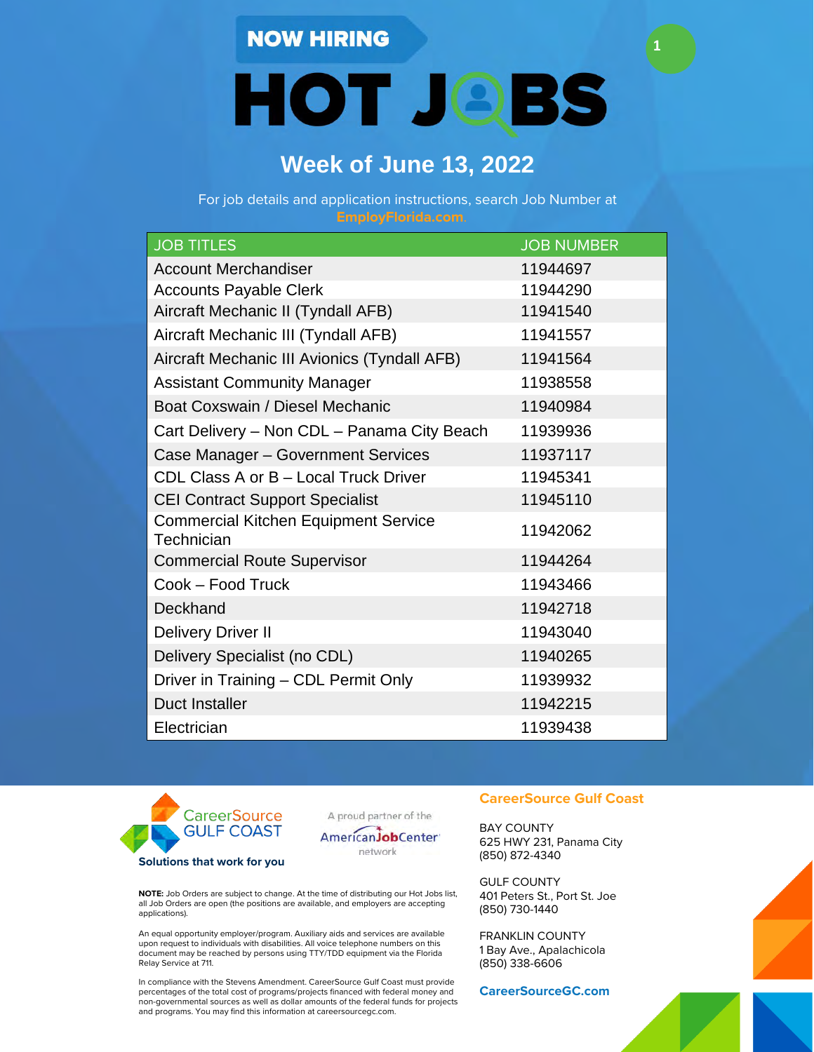NOW HIRING

# HOT JOBS

## Week of June 13, 2022

For job details and application instructions, search Job Number at **EmployFlorida.com**.

| JOB TITLES | JOB NUMBER |
|---|---|
| Account Merchandiser | 11944697 |
| Accounts Payable Clerk | 11944290 |
| Aircraft Mechanic II (Tyndall AFB) | 11941540 |
| Aircraft Mechanic III (Tyndall AFB) | 11941557 |
| Aircraft Mechanic III Avionics (Tyndall AFB) | 11941564 |
| Assistant Community Manager | 11938558 |
| Boat Coxswain / Diesel Mechanic | 11940984 |
| Cart Delivery – Non CDL – Panama City Beach | 11939936 |
| Case Manager – Government Services | 11937117 |
| CDL Class A or B – Local Truck Driver | 11945341 |
| CEI Contract Support Specialist | 11945110 |
| Commercial Kitchen Equipment Service Technician | 11942062 |
| Commercial Route Supervisor | 11944264 |
| Cook – Food Truck | 11943466 |
| Deckhand | 11942718 |
| Delivery Driver II | 11943040 |
| Delivery Specialist (no CDL) | 11940265 |
| Driver in Training – CDL Permit Only | 11939932 |
| Duct Installer | 11942215 |
| Electrician | 11939438 |

CareerSource GULF COAST
**Solutions that work for you**

A proud partner of the AmericanJobCenter network

**NOTE:** Job Orders are subject to change. At the time of distributing our Hot Jobs list, all Job Orders are open (the positions are available, and employers are accepting applications).

An equal opportunity employer/program. Auxiliary aids and services are available upon request to individuals with disabilities. All voice telephone numbers on this document may be reached by persons using TTY/TDD equipment via the Florida Relay Service at 711.

In compliance with the Stevens Amendment. CareerSource Gulf Coast must provide percentages of the total cost of programs/projects financed with federal money and non-governmental sources as well as dollar amounts of the federal funds for projects and programs. You may find this information at careersourcegc.com.

**CareerSource Gulf Coast**

BAY COUNTY
625 HWY 231, Panama City
(850) 872-4340

GULF COUNTY
401 Peters St., Port St. Joe
(850) 730-1440

FRANKLIN COUNTY
1 Bay Ave., Apalachicola
(850) 338-6606

**CareerSourceGC.com**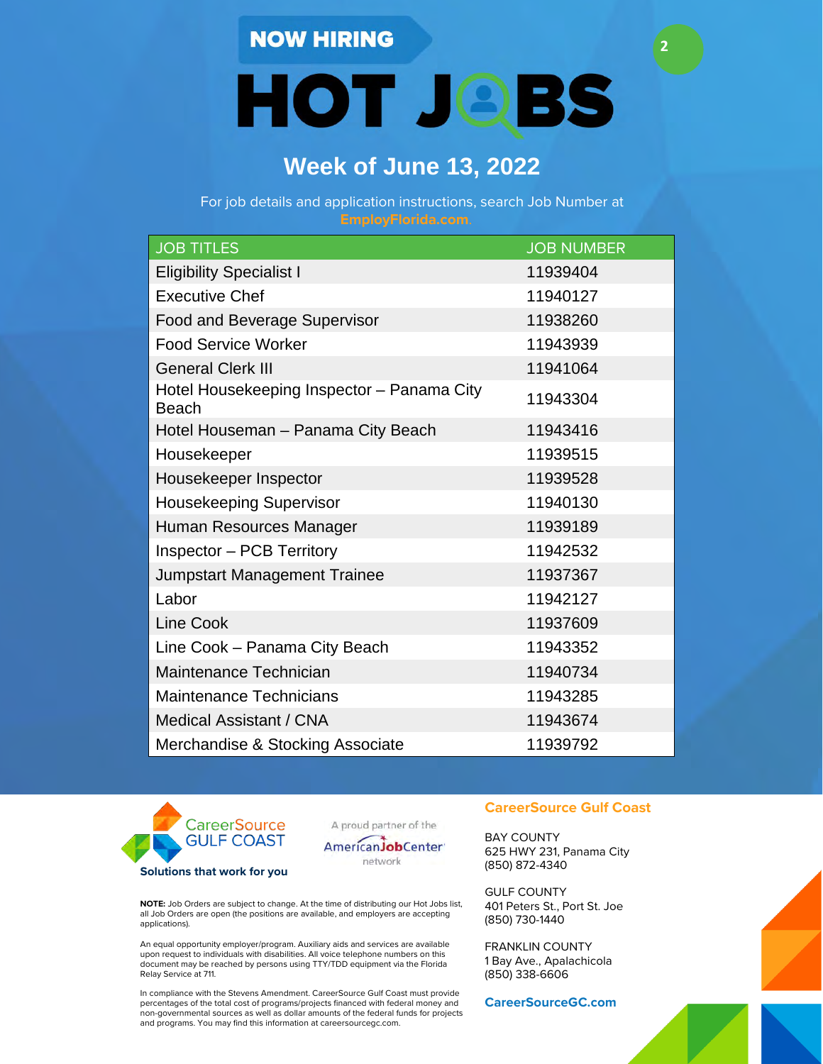NOW HIRING

# HOT JOBS

## Week of June 13, 2022

For job details and application instructions, search Job Number at **EmployFlorida.com**.

| JOB TITLES | JOB NUMBER |
| --- | --- |
| Eligibility Specialist I | 11939404 |
| Executive Chef | 11940127 |
| Food and Beverage Supervisor | 11938260 |
| Food Service Worker | 11943939 |
| General Clerk III | 11941064 |
| Hotel Housekeeping Inspector – Panama City Beach | 11943304 |
| Hotel Houseman – Panama City Beach | 11943416 |
| Housekeeper | 11939515 |
| Housekeeper Inspector | 11939528 |
| Housekeeping Supervisor | 11940130 |
| Human Resources Manager | 11939189 |
| Inspector – PCB Territory | 11942532 |
| Jumpstart Management Trainee | 11937367 |
| Labor | 11942127 |
| Line Cook | 11937609 |
| Line Cook – Panama City Beach | 11943352 |
| Maintenance Technician | 11940734 |
| Maintenance Technicians | 11943285 |
| Medical Assistant / CNA | 11943674 |
| Merchandise & Stocking Associate | 11939792 |

CareerSource GULF COAST

**Solutions that work for you**

A proud partner of the AmericanJobCenter network

**NOTE:** Job Orders are subject to change. At the time of distributing our Hot Jobs list, all Job Orders are open (the positions are available, and employers are accepting applications).

An equal opportunity employer/program. Auxiliary aids and services are available upon request to individuals with disabilities. All voice telephone numbers on this document may be reached by persons using TTY/TDD equipment via the Florida Relay Service at 711.

In compliance with the Stevens Amendment. CareerSource Gulf Coast must provide percentages of the total cost of programs/projects financed with federal money and non-governmental sources as well as dollar amounts of the federal funds for projects and programs. You may find this information at careersourcegc.com.

**CareerSource Gulf Coast**

BAY COUNTY
625 HWY 231, Panama City
(850) 872-4340

GULF COUNTY
401 Peters St., Port St. Joe
(850) 730-1440

FRANKLIN COUNTY
1 Bay Ave., Apalachicola
(850) 338-6606

**CareerSourceGC.com**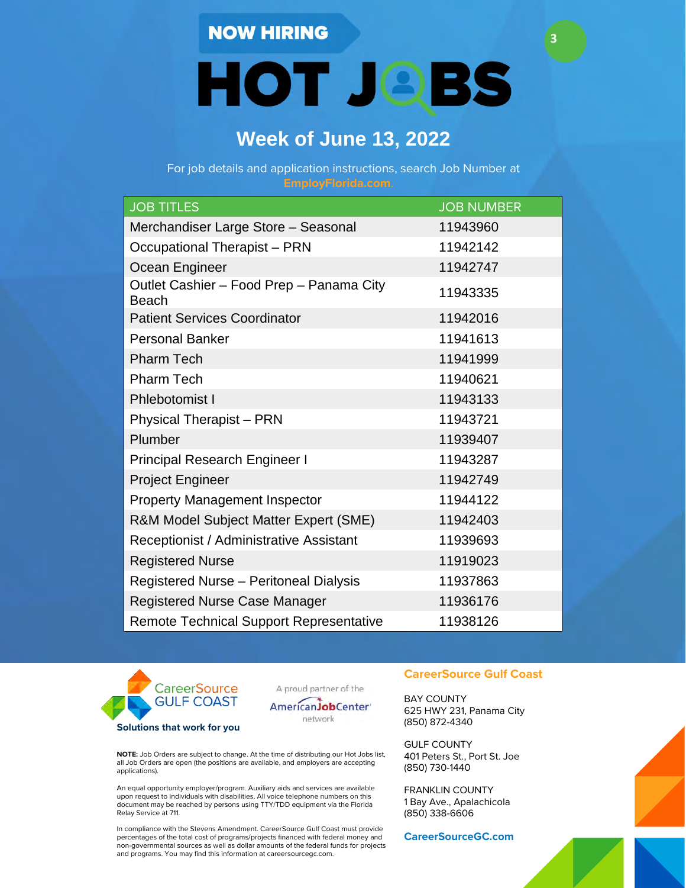NOW HIRING

# HOT JOBS

## Week of June 13, 2022

For job details and application instructions, search Job Number at **EmployFlorida.com**.

| JOB TITLES | JOB NUMBER |
|---|---|
| Merchandiser Large Store – Seasonal | 11943960 |
| Occupational Therapist – PRN | 11942142 |
| Ocean Engineer | 11942747 |
| Outlet Cashier – Food Prep – Panama City Beach | 11943335 |
| Patient Services Coordinator | 11942016 |
| Personal Banker | 11941613 |
| Pharm Tech | 11941999 |
| Pharm Tech | 11940621 |
| Phlebotomist I | 11943133 |
| Physical Therapist – PRN | 11943721 |
| Plumber | 11939407 |
| Principal Research Engineer I | 11943287 |
| Project Engineer | 11942749 |
| Property Management Inspector | 11944122 |
| R&M Model Subject Matter Expert (SME) | 11942403 |
| Receptionist / Administrative Assistant | 11939693 |
| Registered Nurse | 11919023 |
| Registered Nurse – Peritoneal Dialysis | 11937863 |
| Registered Nurse Case Manager | 11936176 |
| Remote Technical Support Representative | 11938126 |

CareerSource GULF COAST

**Solutions that work for you**

A proud partner of the AmericanJobCenter network

**NOTE:** Job Orders are subject to change. At the time of distributing our Hot Jobs list, all Job Orders are open (the positions are available, and employers are accepting applications).

An equal opportunity employer/program. Auxiliary aids and services are available upon request to individuals with disabilities. All voice telephone numbers on this document may be reached by persons using TTY/TDD equipment via the Florida Relay Service at 711.

In compliance with the Stevens Amendment. CareerSource Gulf Coast must provide percentages of the total cost of programs/projects financed with federal money and non-governmental sources as well as dollar amounts of the federal funds for projects and programs. You may find this information at careersourcegc.com.

**CareerSource Gulf Coast**

BAY COUNTY
625 HWY 231, Panama City
(850) 872-4340

GULF COUNTY
401 Peters St., Port St. Joe
(850) 730-1440

FRANKLIN COUNTY
1 Bay Ave., Apalachicola
(850) 338-6606

**CareerSourceGC.com**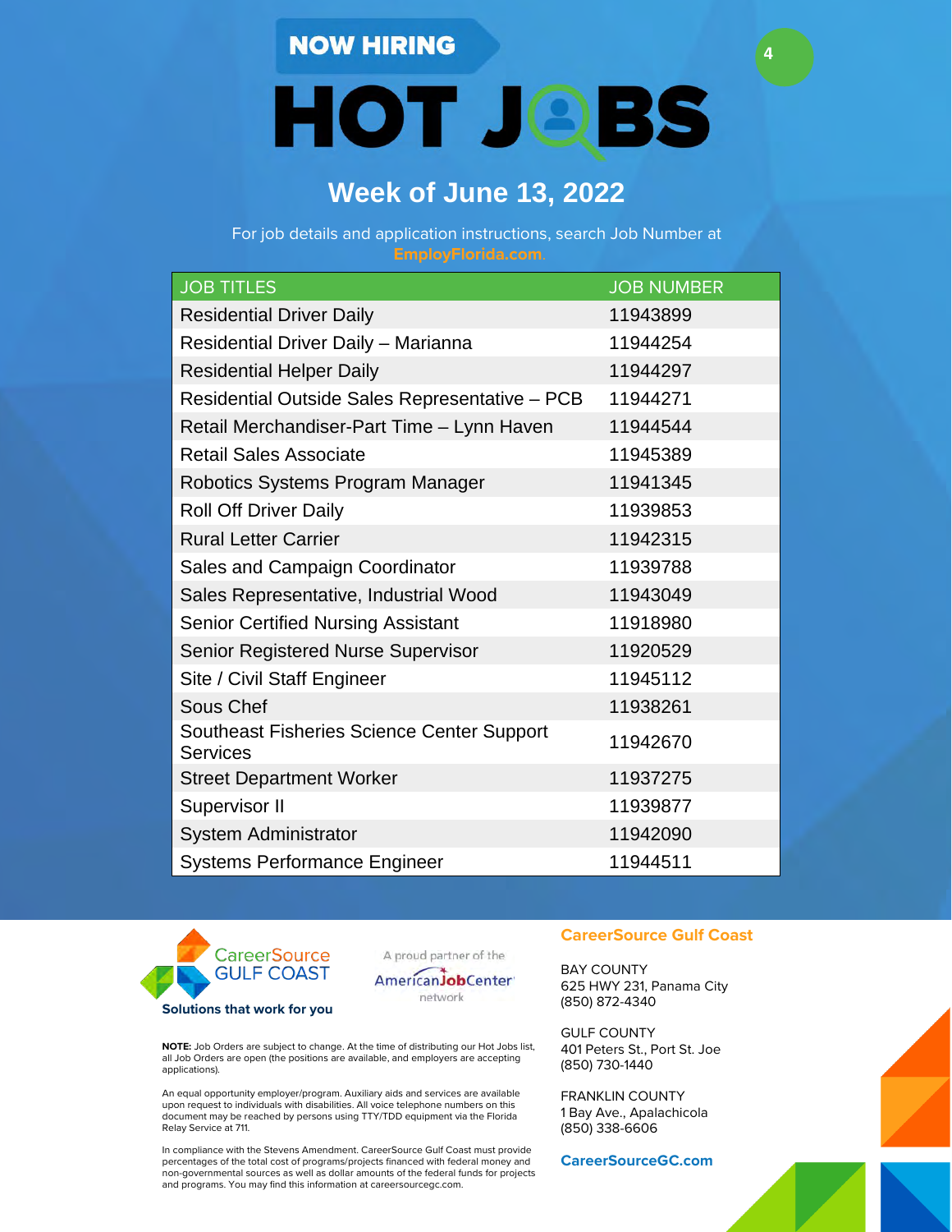NOW HIRING

# HOT JOBS

## Week of June 13, 2022

For job details and application instructions, search Job Number at **EmployFlorida.com**.

| JOB TITLES | JOB NUMBER |
|---|---|
| Residential Driver Daily | 11943899 |
| Residential Driver Daily – Marianna | 11944254 |
| Residential Helper Daily | 11944297 |
| Residential Outside Sales Representative – PCB | 11944271 |
| Retail Merchandiser-Part Time – Lynn Haven | 11944544 |
| Retail Sales Associate | 11945389 |
| Robotics Systems Program Manager | 11941345 |
| Roll Off Driver Daily | 11939853 |
| Rural Letter Carrier | 11942315 |
| Sales and Campaign Coordinator | 11939788 |
| Sales Representative, Industrial Wood | 11943049 |
| Senior Certified Nursing Assistant | 11918980 |
| Senior Registered Nurse Supervisor | 11920529 |
| Site / Civil Staff Engineer | 11945112 |
| Sous Chef | 11938261 |
| Southeast Fisheries Science Center Support Services | 11942670 |
| Street Department Worker | 11937275 |
| Supervisor II | 11939877 |
| System Administrator | 11942090 |
| Systems Performance Engineer | 11944511 |

CareerSource GULF COAST

**Solutions that work for you**

A proud partner of the AmericanJobCenter network

**NOTE:** Job Orders are subject to change. At the time of distributing our Hot Jobs list, all Job Orders are open (the positions are available, and employers are accepting applications).

An equal opportunity employer/program. Auxiliary aids and services are available upon request to individuals with disabilities. All voice telephone numbers on this document may be reached by persons using TTY/TDD equipment via the Florida Relay Service at 711.

In compliance with the Stevens Amendment. CareerSource Gulf Coast must provide percentages of the total cost of programs/projects financed with federal money and non-governmental sources as well as dollar amounts of the federal funds for projects and programs. You may find this information at careersourcegc.com.

**CareerSource Gulf Coast**

BAY COUNTY
625 HWY 231, Panama City
(850) 872-4340

GULF COUNTY
401 Peters St., Port St. Joe
(850) 730-1440

FRANKLIN COUNTY
1 Bay Ave., Apalachicola
(850) 338-6606

**CareerSourceGC.com**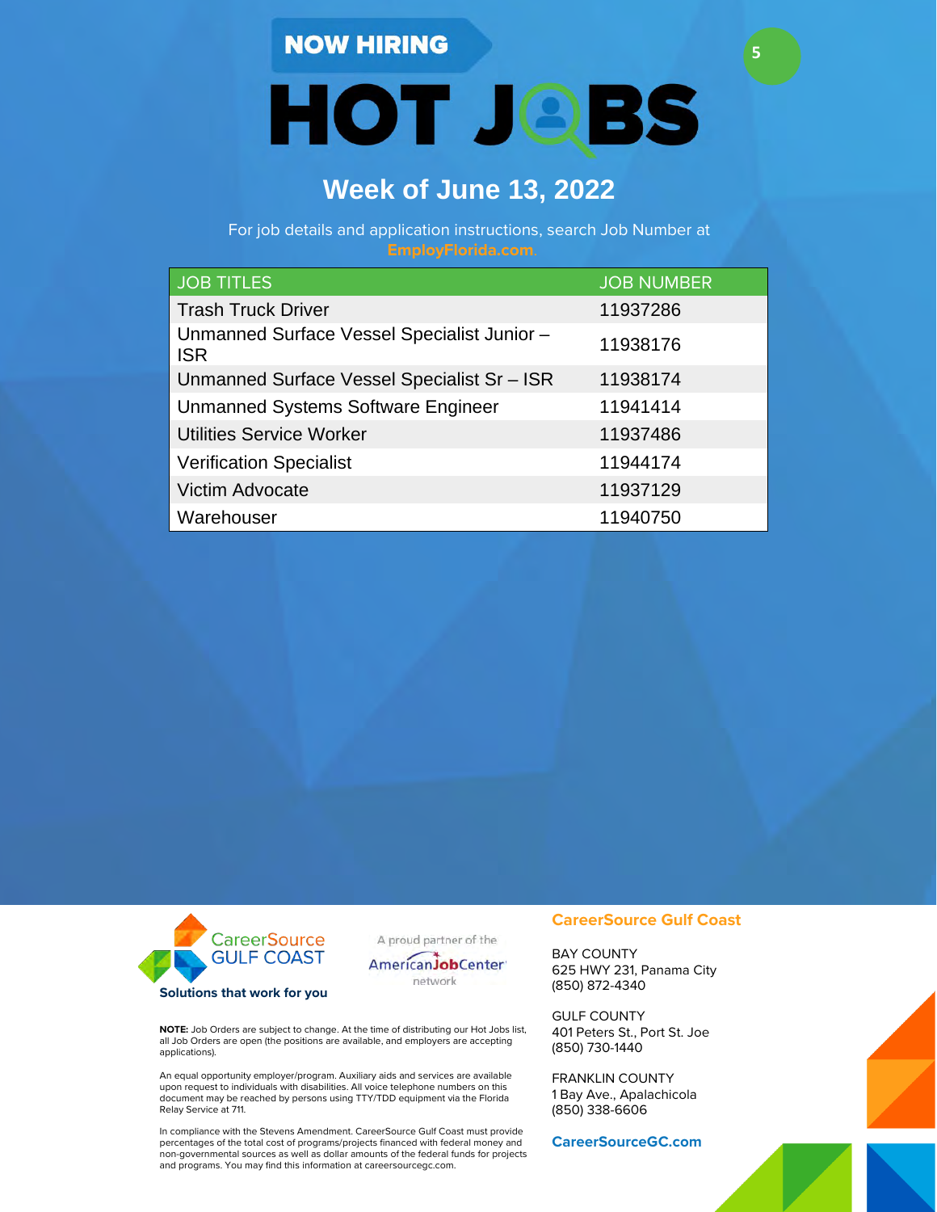NOW HIRING

# HOT JOBS

## Week of June 13, 2022

For job details and application instructions, search Job Number at **EmployFlorida.com**.

| JOB TITLES | JOB NUMBER |
| --- | --- |
| Trash Truck Driver | 11937286 |
| Unmanned Surface Vessel Specialist Junior – ISR | 11938176 |
| Unmanned Surface Vessel Specialist Sr – ISR | 11938174 |
| Unmanned Systems Software Engineer | 11941414 |
| Utilities Service Worker | 11937486 |
| Verification Specialist | 11944174 |
| Victim Advocate | 11937129 |
| Warehouser | 11940750 |

CareerSource GULF COAST

**Solutions that work for you**

A proud partner of the AmericanJobCenter network

**NOTE:** Job Orders are subject to change. At the time of distributing our Hot Jobs list, all Job Orders are open (the positions are available, and employers are accepting applications).

An equal opportunity employer/program. Auxiliary aids and services are available upon request to individuals with disabilities. All voice telephone numbers on this document may be reached by persons using TTY/TDD equipment via the Florida Relay Service at 711.

In compliance with the Stevens Amendment. CareerSource Gulf Coast must provide percentages of the total cost of programs/projects financed with federal money and non-governmental sources as well as dollar amounts of the federal funds for projects and programs. You may find this information at careersourcegc.com.

**CareerSource Gulf Coast**

BAY COUNTY
625 HWY 231, Panama City
(850) 872-4340

GULF COUNTY
401 Peters St., Port St. Joe
(850) 730-1440

FRANKLIN COUNTY
1 Bay Ave., Apalachicola
(850) 338-6606

**CareerSourceGC.com**